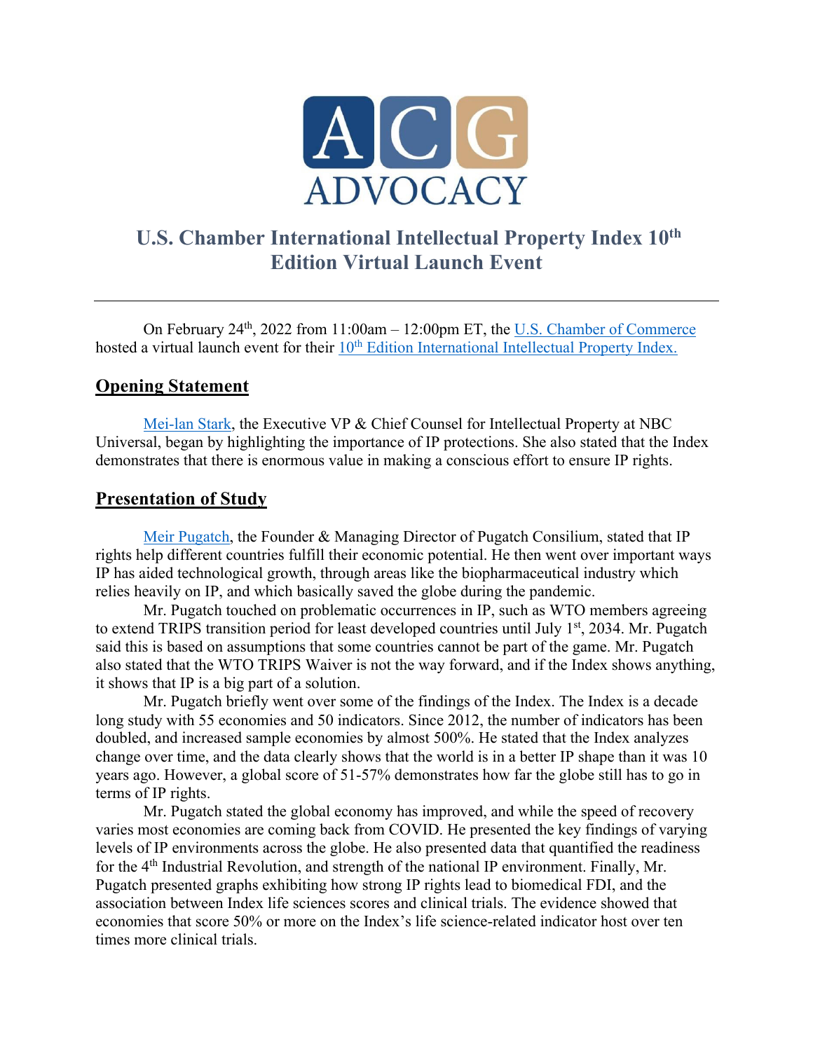# U.S. Chamber International Intellectual Property Index 10th Edition Virtual Launch Event

On February 24th, 2022 from 11:00am – 12:00pm ET, the U.S. Chamber of Commerce hosted a virtual launch event for their 10th Edition International Intellectual Property Index.

## Opening Statement

Mei-lan Stark, the Executive VP & Chief Counsel for Intellectual Property at NBC Universal, began by highlighting the importance of IP protections. She also stated that the Index demonstrates that there is enormous value in making a conscious effort to ensure IP rights.

## Presentation of Study

Meir Pugatch, the Founder & Managing Director of Pugatch Consilium, stated that IP rights help different countries fulfill their economic potential. He then went over important ways IP has aided technological growth, through areas like the biopharmaceutical industry which relies heavily on IP, and which basically saved the globe during the pandemic.

Mr. Pugatch touched on problematic occurrences in IP, such as WTO members agreeing to extend TRIPS transition period for least developed countries until July 1st, 2034. Mr. Pugatch said this is based on assumptions that some countries cannot be part of the game. Mr. Pugatch also stated that the WTO TRIPS Waiver is not the way forward, and if the Index shows anything, it shows that IP is a big part of a solution.

Mr. Pugatch briefly went over some of the findings of the Index. The Index is a decade long study with 55 economies and 50 indicators. Since 2012, the number of indicators has been doubled, and increased sample economies by almost 500%. He stated that the Index analyzes change over time, and the data clearly shows that the world is in a better IP shape than it was 10 years ago. However, a global score of 51-57% demonstrates how far the globe still has to go in terms of IP rights.

Mr. Pugatch stated the global economy has improved, and while the speed of recovery varies most economies are coming back from COVID. He presented the key findings of varying levels of IP environments across the globe. He also presented data that quantified the readiness for the 4th Industrial Revolution, and strength of the national IP environment. Finally, Mr. Pugatch presented graphs exhibiting how strong IP rights lead to biomedical FDI, and the association between Index life sciences scores and clinical trials. The evidence showed that economies that score 50% or more on the Index's life science-related indicator host over ten times more clinical trials.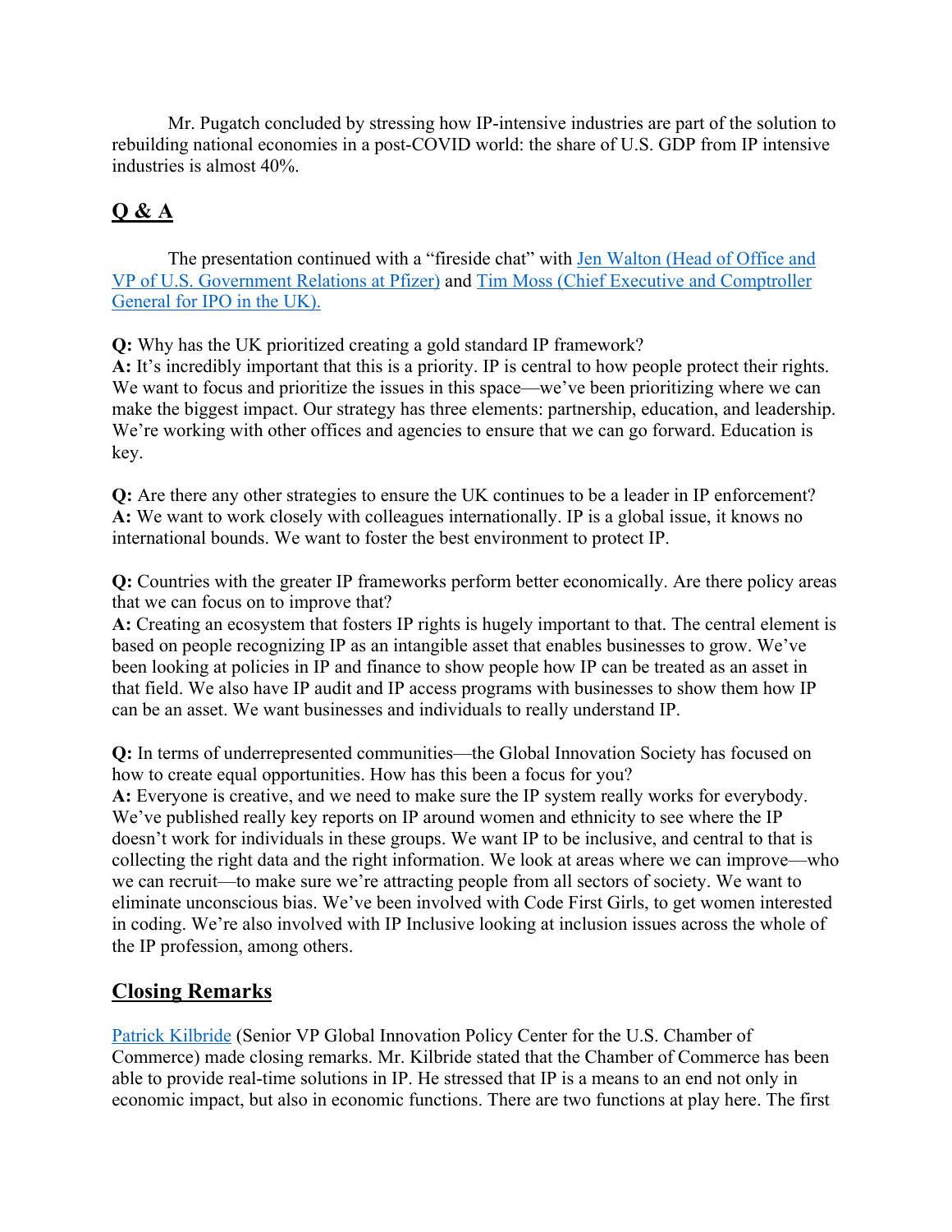Mr. Pugatch concluded by stressing how IP-intensive industries are part of the solution to rebuilding national economies in a post-COVID world: the share of U.S. GDP from IP intensive industries is almost 40%.

## Q & A

The presentation continued with a "fireside chat" with [Jen Walton (Head of Office and VP of U.S. Government Relations at Pfizer)]() and [Tim Moss (Chief Executive and Comptroller General for IPO in the UK).]()

**Q:** Why has the UK prioritized creating a gold standard IP framework?
**A:** It's incredibly important that this is a priority. IP is central to how people protect their rights. We want to focus and prioritize the issues in this space—we've been prioritizing where we can make the biggest impact. Our strategy has three elements: partnership, education, and leadership. We're working with other offices and agencies to ensure that we can go forward. Education is key.

**Q:** Are there any other strategies to ensure the UK continues to be a leader in IP enforcement?
**A:** We want to work closely with colleagues internationally. IP is a global issue, it knows no international bounds. We want to foster the best environment to protect IP.

**Q:** Countries with the greater IP frameworks perform better economically. Are there policy areas that we can focus on to improve that?
**A:** Creating an ecosystem that fosters IP rights is hugely important to that. The central element is based on people recognizing IP as an intangible asset that enables businesses to grow. We've been looking at policies in IP and finance to show people how IP can be treated as an asset in that field. We also have IP audit and IP access programs with businesses to show them how IP can be an asset. We want businesses and individuals to really understand IP.

**Q:** In terms of underrepresented communities—the Global Innovation Society has focused on how to create equal opportunities. How has this been a focus for you?
**A:** Everyone is creative, and we need to make sure the IP system really works for everybody. We've published really key reports on IP around women and ethnicity to see where the IP doesn't work for individuals in these groups. We want IP to be inclusive, and central to that is collecting the right data and the right information. We look at areas where we can improve—who we can recruit—to make sure we're attracting people from all sectors of society. We want to eliminate unconscious bias. We've been involved with Code First Girls, to get women interested in coding. We're also involved with IP Inclusive looking at inclusion issues across the whole of the IP profession, among others.

## Closing Remarks

[Patrick Kilbride]() (Senior VP Global Innovation Policy Center for the U.S. Chamber of Commerce) made closing remarks. Mr. Kilbride stated that the Chamber of Commerce has been able to provide real-time solutions in IP. He stressed that IP is a means to an end not only in economic impact, but also in economic functions. There are two functions at play here. The first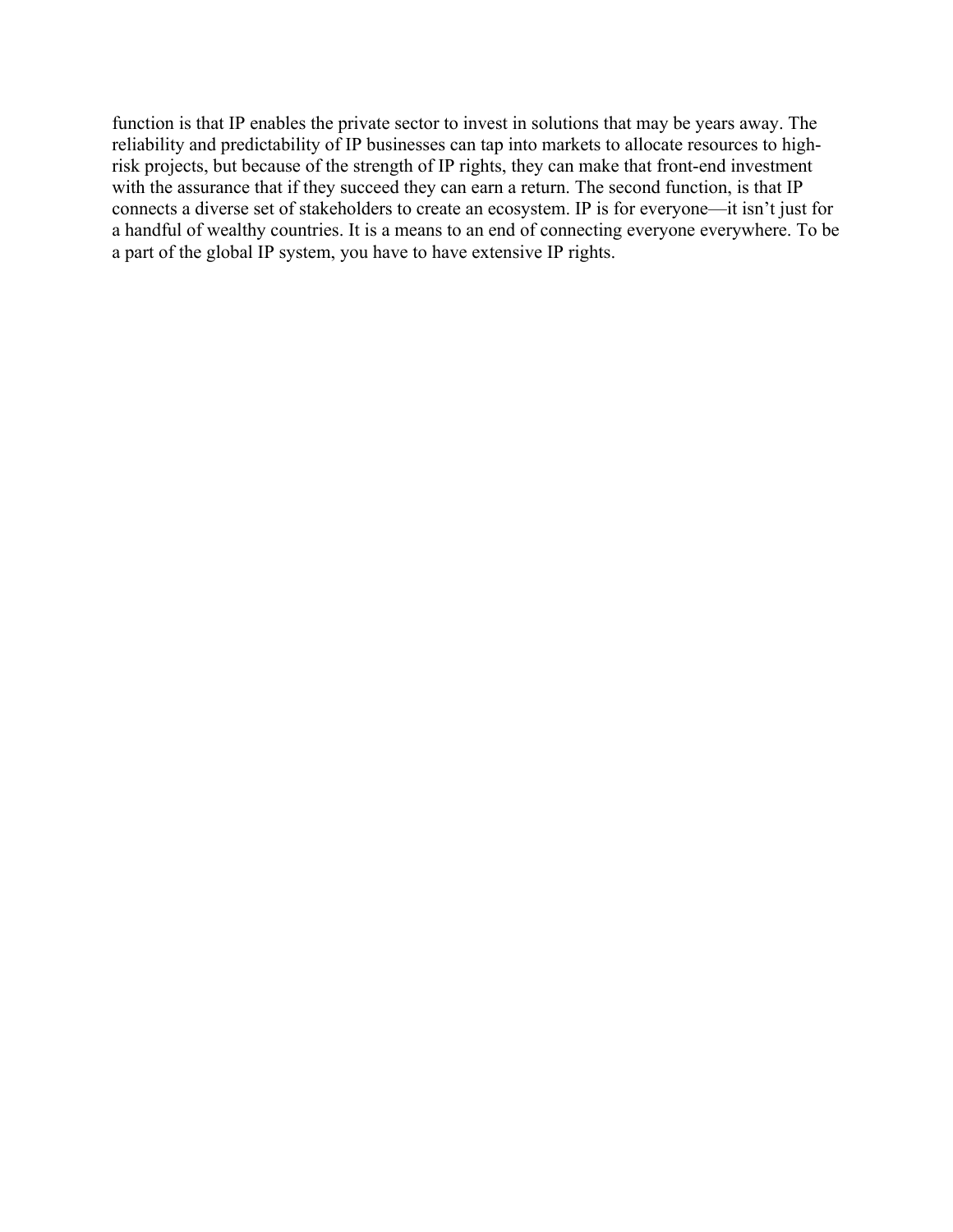function is that IP enables the private sector to invest in solutions that may be years away. The reliability and predictability of IP businesses can tap into markets to allocate resources to high-risk projects, but because of the strength of IP rights, they can make that front-end investment with the assurance that if they succeed they can earn a return. The second function, is that IP connects a diverse set of stakeholders to create an ecosystem. IP is for everyone—it isn't just for a handful of wealthy countries. It is a means to an end of connecting everyone everywhere. To be a part of the global IP system, you have to have extensive IP rights.